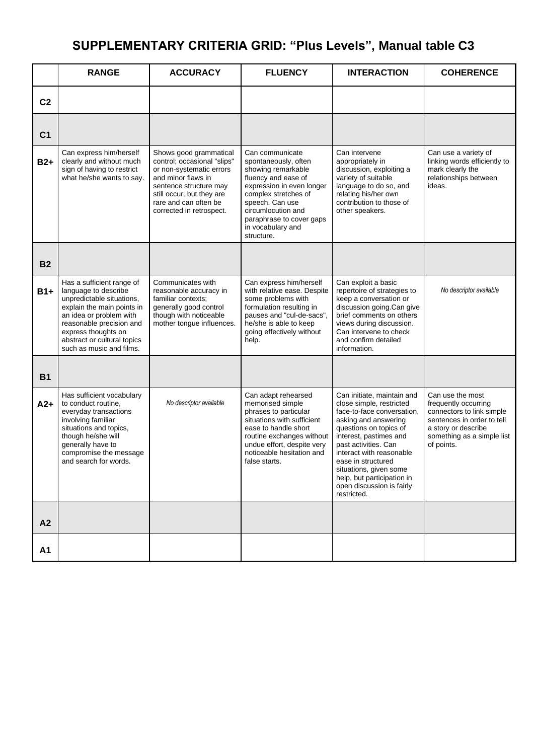# SUPPLEMENTARY CRITERIA GRID: "Plus Levels", Manual table C3

| | RANGE | ACCURACY | FLUENCY | INTERACTION | COHERENCE |
|---|---|---|---|---|---|
| **C2** | | | | | |
| **C1** | | | | | |
| **B2+** | Can express him/herself clearly and without much sign of having to restrict what he/she wants to say. | Shows good grammatical control; occasional "slips" or non-systematic errors and minor flaws in sentence structure may still occur, but they are rare and can often be corrected in retrospect. | Can communicate spontaneously, often showing remarkable fluency and ease of expression in even longer complex stretches of speech. Can use circumlocution and paraphrase to cover gaps in vocabulary and structure. | Can intervene appropriately in discussion, exploiting a variety of suitable language to do so, and relating his/her own contribution to those of other speakers. | Can use a variety of linking words efficiently to mark clearly the relationships between ideas. |
| **B2** | | | | | |
| **B1+** | Has a sufficient range of language to describe unpredictable situations, explain the main points in an idea or problem with reasonable precision and express thoughts on abstract or cultural topics such as music and films. | Communicates with reasonable accuracy in familiar contexts; generally good control though with noticeable mother tongue influences. | Can express him/herself with relative ease. Despite some problems with formulation resulting in pauses and "cul-de-sacs", he/she is able to keep going effectively without help. | Can exploit a basic repertoire of strategies to keep a conversation or discussion going.Can give brief comments on others views during discussion. Can intervene to check and confirm detailed information. | *No descriptor available* |
| **B1** | | | | | |
| **A2+** | Has sufficient vocabulary to conduct routine, everyday transactions involving familiar situations and topics, though he/she will generally have to compromise the message and search for words. | *No descriptor available* | Can adapt rehearsed memorised simple phrases to particular situations with sufficient ease to handle short routine exchanges without undue effort, despite very noticeable hesitation and false starts. | Can initiate, maintain and close simple, restricted face-to-face conversation, asking and answering questions on topics of interest, pastimes and past activities. Can interact with reasonable ease in structured situations, given some help, but participation in open discussion is fairly restricted. | Can use the most frequently occurring connectors to link simple sentences in order to tell a story or describe something as a simple list of points. |
| **A2** | | | | | |
| **A1** | | | | | |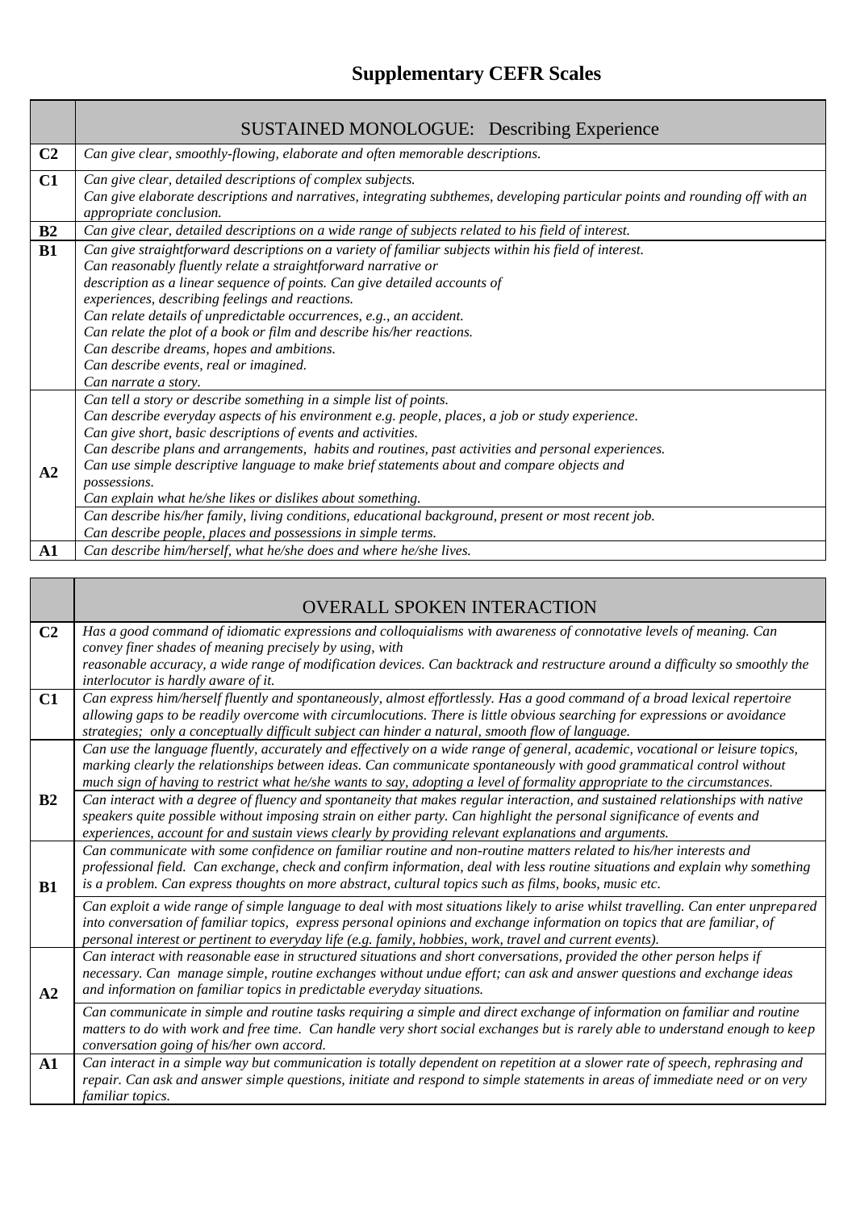# Supplementary CEFR Scales

| | SUSTAINED MONOLOGUE: Describing Experience |
|---|---|
| **C2** | *Can give clear, smoothly-flowing, elaborate and often memorable descriptions.* |
| **C1** | *Can give clear, detailed descriptions of complex subjects.* <br> *Can give elaborate descriptions and narratives, integrating subthemes, developing particular points and rounding off with an appropriate conclusion.* |
| **B2** | *Can give clear, detailed descriptions on a wide range of subjects related to his field of interest.* |
| **B1** | *Can give straightforward descriptions on a variety of familiar subjects within his field of interest.* <br> *Can reasonably fluently relate a straightforward narrative or description as a linear sequence of points. Can give detailed accounts of experiences, describing feelings and reactions.* <br> *Can relate details of unpredictable occurrences, e.g., an accident.* <br> *Can relate the plot of a book or film and describe his/her reactions.* <br> *Can describe dreams, hopes and ambitions.* <br> *Can describe events, real or imagined.* <br> *Can narrate a story.* |
| **A2** | *Can tell a story or describe something in a simple list of points.* <br> *Can describe everyday aspects of his environment e.g. people, places, a job or study experience.* <br> *Can give short, basic descriptions of events and activities.* <br> *Can describe plans and arrangements, habits and routines, past activities and personal experiences.* <br> *Can use simple descriptive language to make brief statements about and compare objects and possessions.* <br> *Can explain what he/she likes or dislikes about something.* |
| | *Can describe his/her family, living conditions, educational background, present or most recent job.* <br> *Can describe people, places and possessions in simple terms.* |
| **A1** | *Can describe him/herself, what he/she does and where he/she lives.* |

| | OVERALL SPOKEN INTERACTION |
|---|---|
| **C2** | *Has a good command of idiomatic expressions and colloquialisms with awareness of connotative levels of meaning. Can convey finer shades of meaning precisely by using, with reasonable accuracy, a wide range of modification devices. Can backtrack and restructure around a difficulty so smoothly the interlocutor is hardly aware of it.* |
| **C1** | *Can express him/herself fluently and spontaneously, almost effortlessly. Has a good command of a broad lexical repertoire allowing gaps to be readily overcome with circumlocutions. There is little obvious searching for expressions or avoidance strategies; only a conceptually difficult subject can hinder a natural, smooth flow of language.* |
| **B2** | *Can use the language fluently, accurately and effectively on a wide range of general, academic, vocational or leisure topics, marking clearly the relationships between ideas. Can communicate spontaneously with good grammatical control without much sign of having to restrict what he/she wants to say, adopting a level of formality appropriate to the circumstances.* |
| | *Can interact with a degree of fluency and spontaneity that makes regular interaction, and sustained relationships with native speakers quite possible without imposing strain on either party. Can highlight the personal significance of events and experiences, account for and sustain views clearly by providing relevant explanations and arguments.* |
| **B1** | *Can communicate with some confidence on familiar routine and non-routine matters related to his/her interests and professional field. Can exchange, check and confirm information, deal with less routine situations and explain why something is a problem. Can express thoughts on more abstract, cultural topics such as films, books, music etc.* |
| | *Can exploit a wide range of simple language to deal with most situations likely to arise whilst travelling. Can enter unprepared into conversation of familiar topics, express personal opinions and exchange information on topics that are familiar, of personal interest or pertinent to everyday life (e.g. family, hobbies, work, travel and current events).* |
| **A2** | *Can interact with reasonable ease in structured situations and short conversations, provided the other person helps if necessary. Can manage simple, routine exchanges without undue effort; can ask and answer questions and exchange ideas and information on familiar topics in predictable everyday situations.* |
| | *Can communicate in simple and routine tasks requiring a simple and direct exchange of information on familiar and routine matters to do with work and free time. Can handle very short social exchanges but is rarely able to understand enough to keep conversation going of his/her own accord.* |
| **A1** | *Can interact in a simple way but communication is totally dependent on repetition at a slower rate of speech, rephrasing and repair. Can ask and answer simple questions, initiate and respond to simple statements in areas of immediate need or on very familiar topics.* |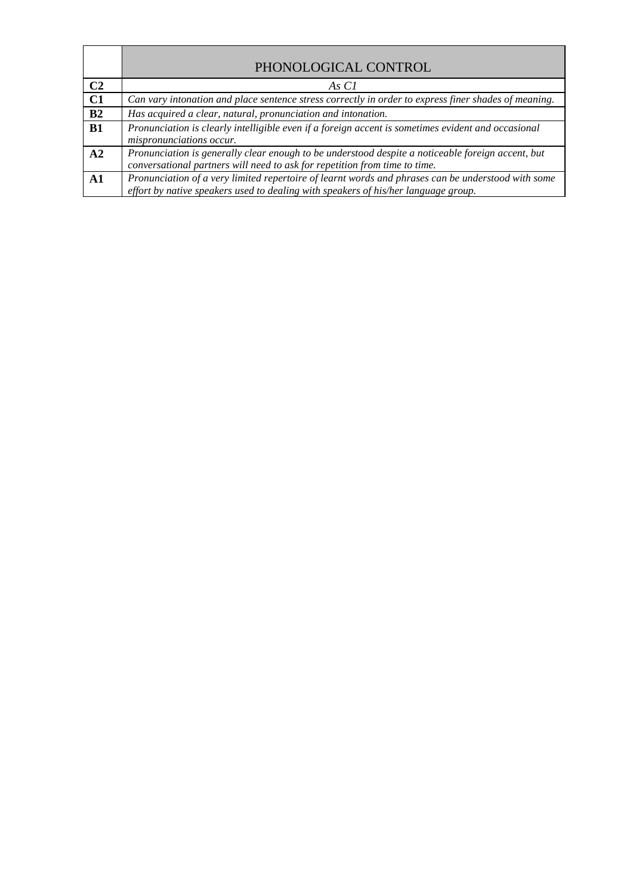| | PHONOLOGICAL CONTROL |
|---|---|
| **C2** | *As C1* |
| **C1** | *Can vary intonation and place sentence stress correctly in order to express finer shades of meaning.* |
| **B2** | *Has acquired a clear, natural, pronunciation and intonation.* |
| **B1** | *Pronunciation is clearly intelligible even if a foreign accent is sometimes evident and occasional mispronunciations occur.* |
| **A2** | *Pronunciation is generally clear enough to be understood despite a noticeable foreign accent, but conversational partners will need to ask for repetition from time to time.* |
| **A1** | *Pronunciation of a very limited repertoire of learnt words and phrases can be understood with some effort by native speakers used to dealing with speakers of his/her language group.* |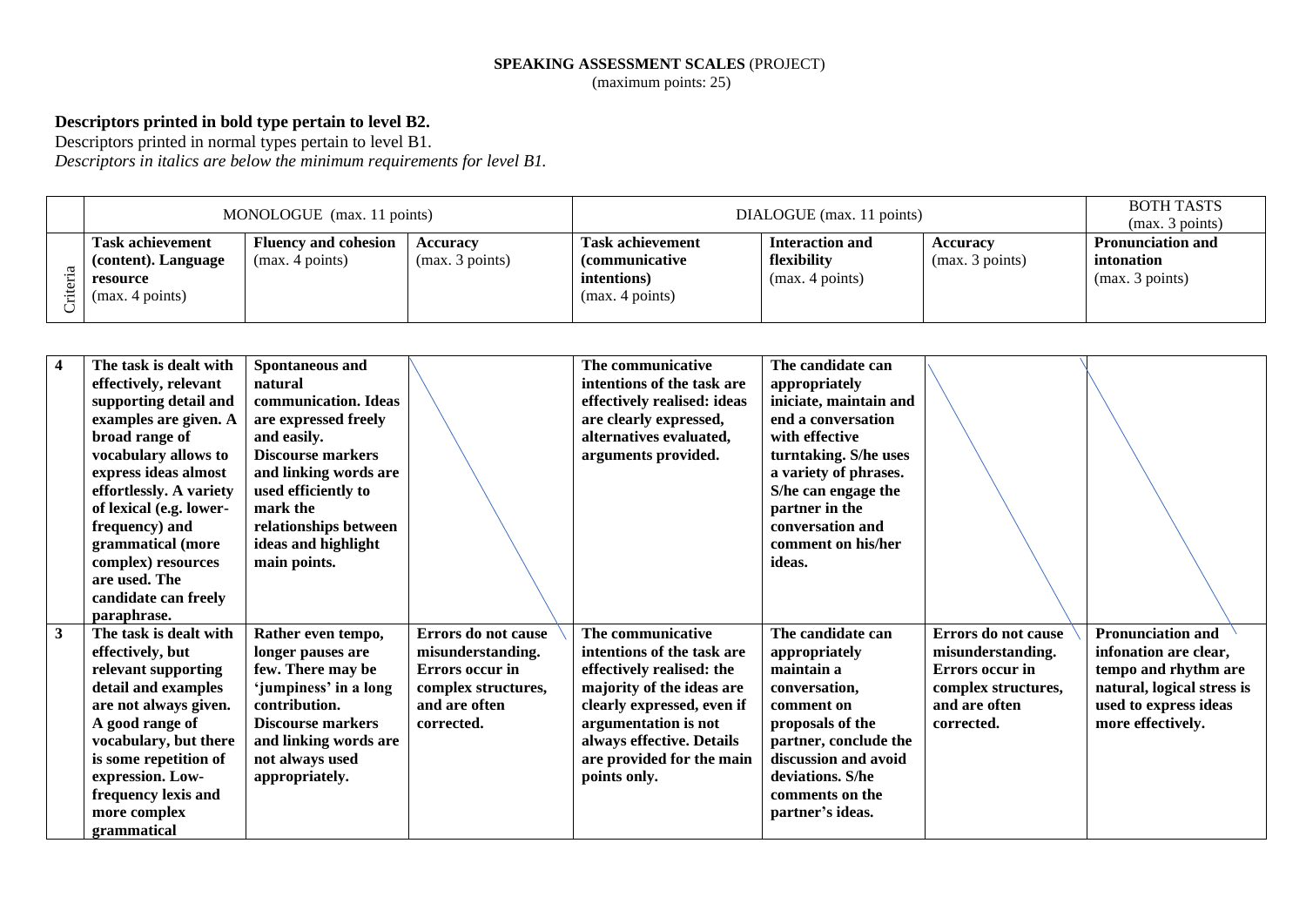**SPEAKING ASSESSMENT SCALES** (PROJECT)
(maximum points: 25)

**Descriptors printed in bold type pertain to level B2.**
Descriptors printed in normal types pertain to level B1.
*Descriptors in italics are below the minimum requirements for level B1.*

| | MONOLOGUE (max. 11 points) | | | DIALOGUE (max. 11 points) | | | BOTH TASTS (max. 3 points) |
|---|---|---|---|---|---|---|---|
| Criteria | **Task achievement (content). Language resource** (max. 4 points) | **Fluency and cohesion** (max. 4 points) | **Accuracy** (max. 3 points) | **Task achievement (communicative intentions)** (max. 4 points) | **Interaction and flexibility** (max. 4 points) | **Accuracy** (max. 3 points) | **Pronunciation and intonation** (max. 3 points) |
| **4** | **The task is dealt with effectively, relevant supporting detail and examples are given. A broad range of vocabulary allows to express ideas almost effortlessly. A variety of lexical (e.g. lower-frequency) and grammatical (more complex) resources are used. The candidate can freely paraphrase.** | **Spontaneous and natural communication. Ideas are expressed freely and easily. Discourse markers and linking words are used efficiently to mark the relationships between ideas and highlight main points.** | | **The communicative intentions of the task are effectively realised: ideas are clearly expressed, alternatives evaluated, arguments provided.** | **The candidate can appropriately iniciate, maintain and end a conversation with effective turntaking. S/he uses a variety of phrases. S/he can engage the partner in the conversation and comment on his/her ideas.** | | |
| **3** | **The task is dealt with effectively, but relevant supporting detail and examples are not always given. A good range of vocabulary, but there is some repetition of expression. Low-frequency lexis and more complex grammatical** | **Rather even tempo, longer pauses are few. There may be 'jumpiness' in a long contribution. Discourse markers and linking words are not always used appropriately.** | **Errors do not cause misunderstanding. Errors occur in complex structures, and are often corrected.** | **The communicative intentions of the task are effectively realised: the majority of the ideas are clearly expressed, even if argumentation is not always effective. Details are provided for the main points only.** | **The candidate can appropriately maintain a conversation, comment on proposals of the partner, conclude the discussion and avoid deviations. S/he comments on the partner's ideas.** | **Errors do not cause misunderstanding. Errors occur in complex structures, and are often corrected.** | **Pronunciation and infonation are clear, tempo and rhythm are natural, logical stress is used to express ideas more effectively.** |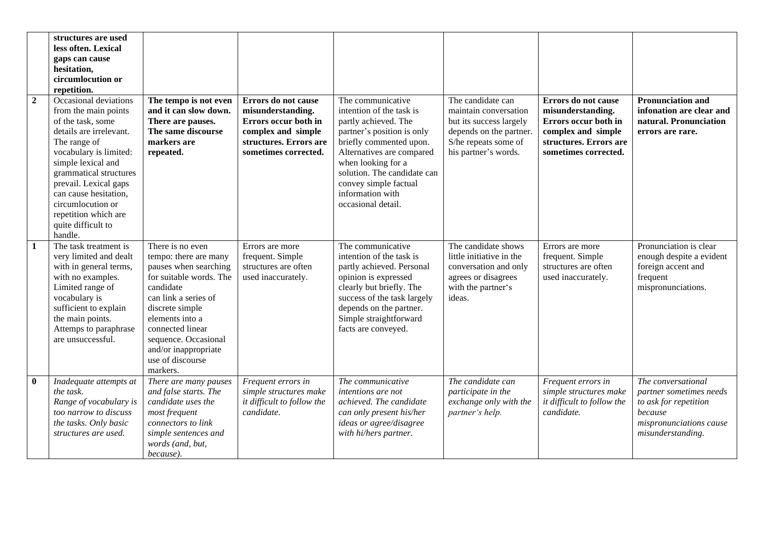| | | | | | | | |
|---|---|---|---|---|---|---|---|
| | **structures are used less often. Lexical gaps can cause hesitation, circumlocution or repetition.** | | | | | | |
| **2** | Occasional deviations from the main points of the task, some details are irrelevant. The range of vocabulary is limited: simple lexical and grammatical structures prevail. Lexical gaps can cause hesitation, circumlocution or repetition which are quite difficult to handle. | **The tempo is not even and it can slow down. There are pauses. The same discourse markers are repeated.** | **Errors do not cause misunderstanding. Errors occur both in complex and simple structures. Errors are sometimes corrected.** | The communicative intention of the task is partly achieved. The partner's position is only briefly commented upon. Alternatives are compared when looking for a solution. The candidate can convey simple factual information with occasional detail. | The candidate can maintain conversation but its success largely depends on the partner. S/he repeats some of his partner's words. | **Errors do not cause misunderstanding. Errors occur both in complex and simple structures. Errors are sometimes corrected.** | **Pronunciation and infonation are clear and natural. Pronunciation errors are rare.** |
| **1** | The task treatment is very limited and dealt with in general terms, with no examples. Limited range of vocabulary is sufficient to explain the main points. Attemps to paraphrase are unsuccessful. | There is no even tempo: there are many pauses when searching for suitable words. The candidate can link a series of discrete simple elements into a connected linear sequence. Occasional and/or inappropriate use of discourse markers. | Errors are more frequent. Simple structures are often used inaccurately. | The communicative intention of the task is partly achieved. Personal opinion is expressed clearly but briefly. The success of the task largely depends on the partner. Simple straightforward facts are conveyed. | The candidate shows little initiative in the conversation and only agrees or disagrees with the partner's ideas. | Errors are more frequent. Simple structures are often used inaccurately. | Pronunciation is clear enough despite a evident foreign accent and frequent mispronunciations. |
| **0** | *Inadequate attempts at the task. Range of vocabulary is too narrow to discuss the tasks. Only basic structures are used.* | *There are many pauses and false starts. The candidate uses the most frequent connectors to link simple sentences and words (and, but, because).* | *Frequent errors in simple structures make it difficult to follow the candidate.* | *The communicative intentions are not achieved. The candidate can only present his/her ideas or agree/disagree with hi/hers partner.* | *The candidate can participate in the exchange only with the partner's help.* | *Frequent errors in simple structures make it difficult to follow the candidate.* | *The conversational partner sometimes needs to ask for repetition because mispronunciations cause misunderstanding.* |